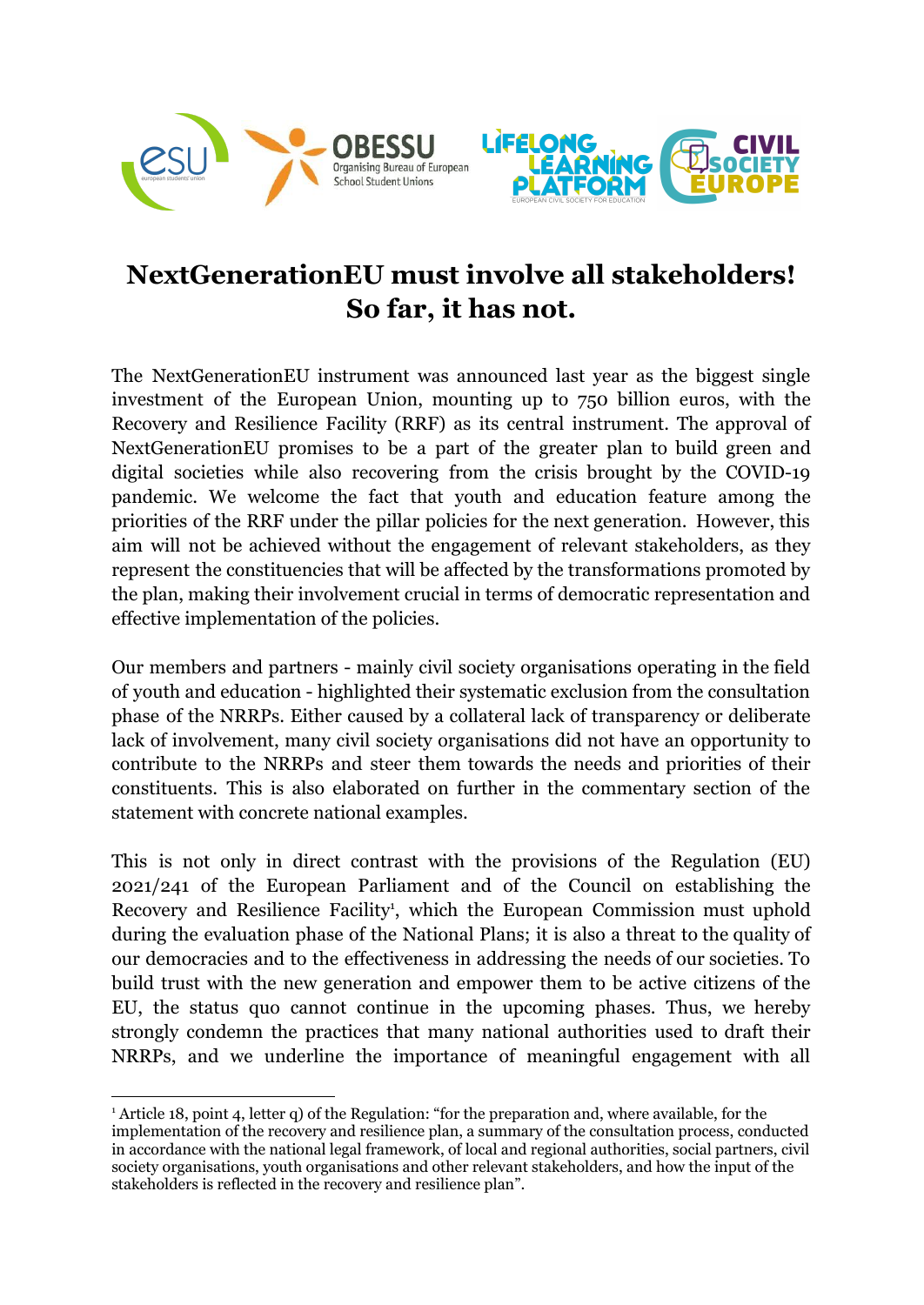# NextGenerationEU must involve all stakeholders! So far, it has not.

The NextGenerationEU instrument was announced last year as the biggest single investment of the European Union, mounting up to 750 billion euros, with the Recovery and Resilience Facility (RRF) as its central instrument. The approval of NextGenerationEU promises to be a part of the greater plan to build green and digital societies while also recovering from the crisis brought by the COVID-19 pandemic. We welcome the fact that youth and education feature among the priorities of the RRF under the pillar policies for the next generation. However, this aim will not be achieved without the engagement of relevant stakeholders, as they represent the constituencies that will be affected by the transformations promoted by the plan, making their involvement crucial in terms of democratic representation and effective implementation of the policies.

Our members and partners - mainly civil society organisations operating in the field of youth and education - highlighted their systematic exclusion from the consultation phase of the NRRPs. Either caused by a collateral lack of transparency or deliberate lack of involvement, many civil society organisations did not have an opportunity to contribute to the NRRPs and steer them towards the needs and priorities of their constituents. This is also elaborated on further in the commentary section of the statement with concrete national examples.

This is not only in direct contrast with the provisions of the Regulation (EU) 2021/241 of the European Parliament and of the Council on establishing the Recovery and Resilience Facility[1], which the European Commission must uphold during the evaluation phase of the National Plans; it is also a threat to the quality of our democracies and to the effectiveness in addressing the needs of our societies. To build trust with the new generation and empower them to be active citizens of the EU, the status quo cannot continue in the upcoming phases. Thus, we hereby strongly condemn the practices that many national authorities used to draft their NRRPs, and we underline the importance of meaningful engagement with all

[1] Article 18, point 4, letter q) of the Regulation: "for the preparation and, where available, for the implementation of the recovery and resilience plan, a summary of the consultation process, conducted in accordance with the national legal framework, of local and regional authorities, social partners, civil society organisations, youth organisations and other relevant stakeholders, and how the input of the stakeholders is reflected in the recovery and resilience plan".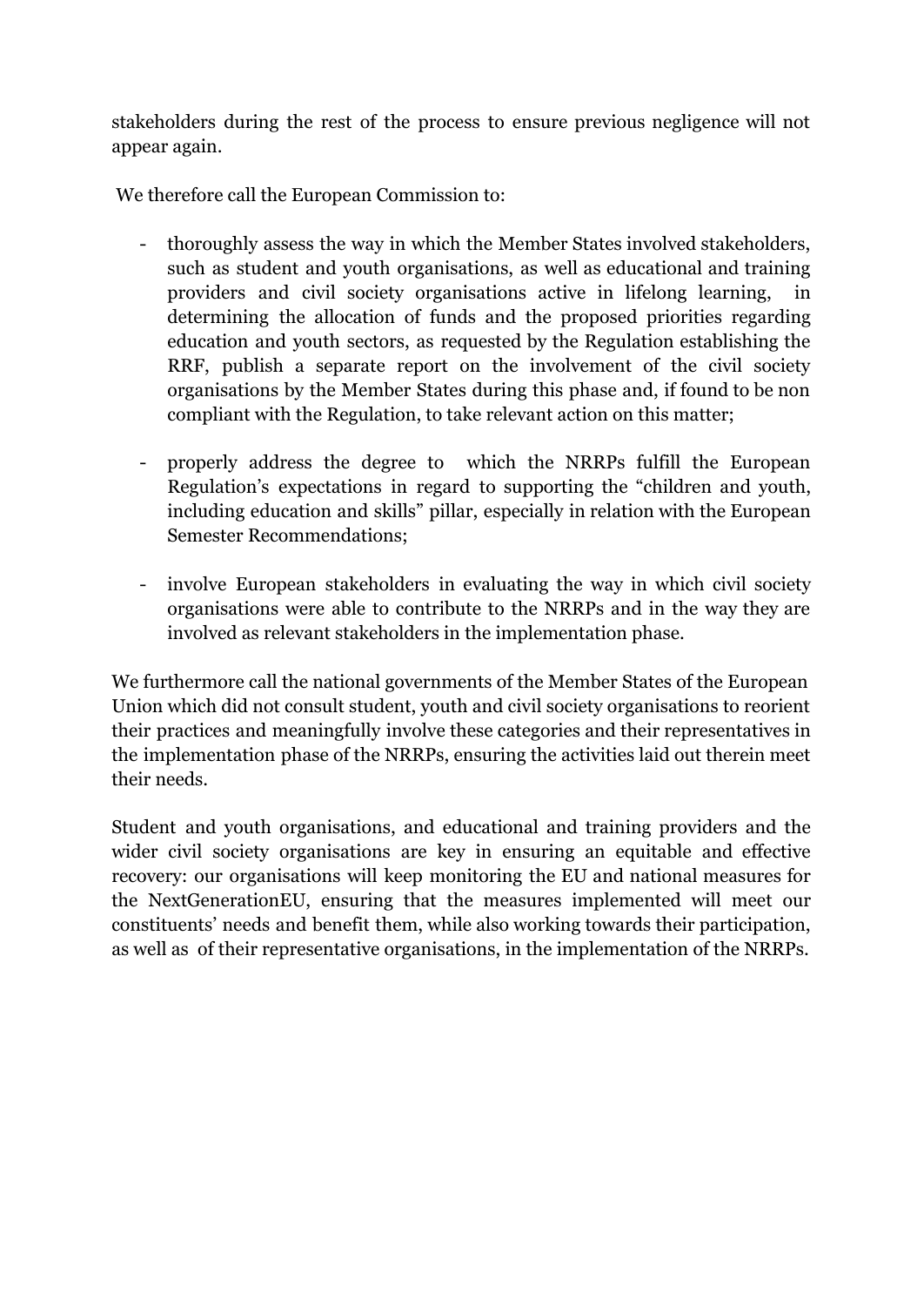stakeholders during the rest of the process to ensure previous negligence will not appear again.

We therefore call the European Commission to:

- thoroughly assess the way in which the Member States involved stakeholders, such as student and youth organisations, as well as educational and training providers and civil society organisations active in lifelong learning, in determining the allocation of funds and the proposed priorities regarding education and youth sectors, as requested by the Regulation establishing the RRF, publish a separate report on the involvement of the civil society organisations by the Member States during this phase and, if found to be non compliant with the Regulation, to take relevant action on this matter;

- properly address the degree to which the NRRPs fulfill the European Regulation's expectations in regard to supporting the "children and youth, including education and skills" pillar, especially in relation with the European Semester Recommendations;

- involve European stakeholders in evaluating the way in which civil society organisations were able to contribute to the NRRPs and in the way they are involved as relevant stakeholders in the implementation phase.

We furthermore call the national governments of the Member States of the European Union which did not consult student, youth and civil society organisations to reorient their practices and meaningfully involve these categories and their representatives in the implementation phase of the NRRPs, ensuring the activities laid out therein meet their needs.

Student and youth organisations, and educational and training providers and the wider civil society organisations are key in ensuring an equitable and effective recovery: our organisations will keep monitoring the EU and national measures for the NextGenerationEU, ensuring that the measures implemented will meet our constituents' needs and benefit them, while also working towards their participation, as well as of their representative organisations, in the implementation of the NRRPs.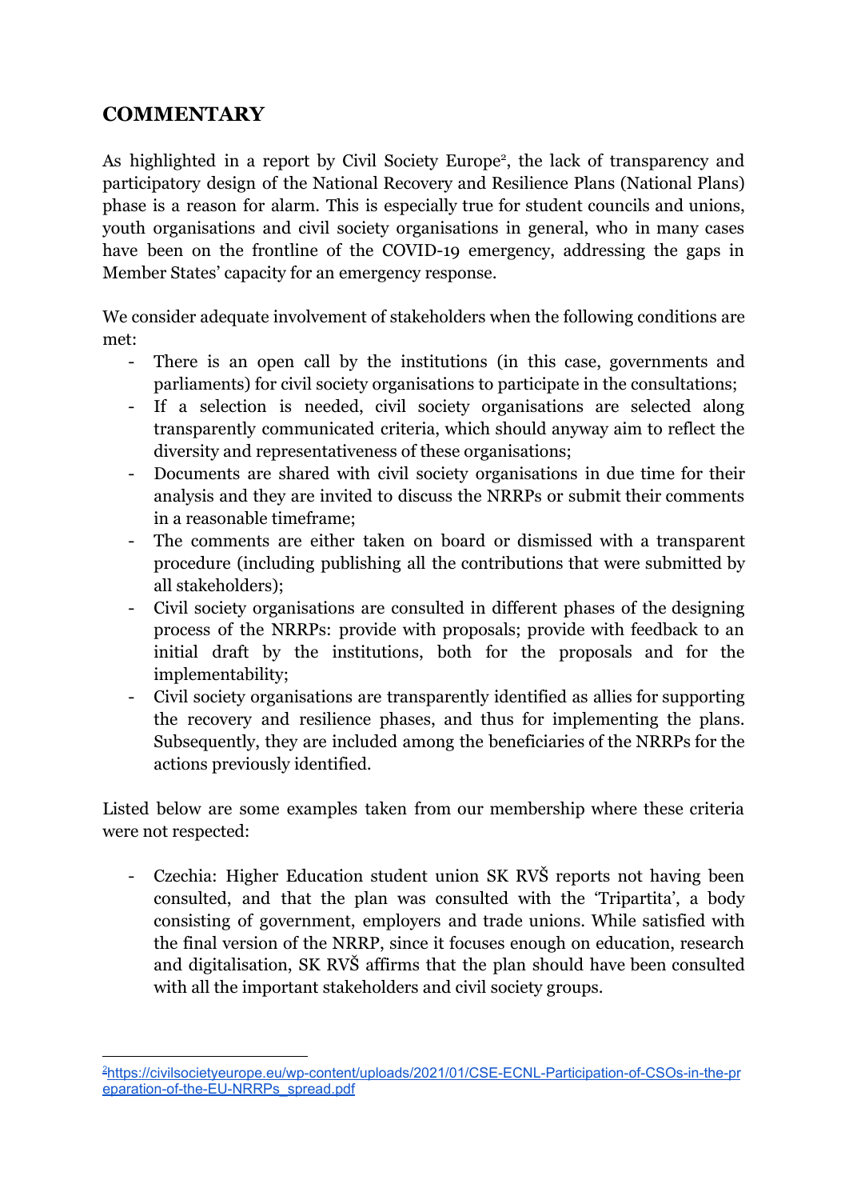## COMMENTARY

As highlighted in a report by Civil Society Europe[2], the lack of transparency and participatory design of the National Recovery and Resilience Plans (National Plans) phase is a reason for alarm. This is especially true for student councils and unions, youth organisations and civil society organisations in general, who in many cases have been on the frontline of the COVID-19 emergency, addressing the gaps in Member States' capacity for an emergency response.

We consider adequate involvement of stakeholders when the following conditions are met:

- There is an open call by the institutions (in this case, governments and parliaments) for civil society organisations to participate in the consultations;
- If a selection is needed, civil society organisations are selected along transparently communicated criteria, which should anyway aim to reflect the diversity and representativeness of these organisations;
- Documents are shared with civil society organisations in due time for their analysis and they are invited to discuss the NRRPs or submit their comments in a reasonable timeframe;
- The comments are either taken on board or dismissed with a transparent procedure (including publishing all the contributions that were submitted by all stakeholders);
- Civil society organisations are consulted in different phases of the designing process of the NRRPs: provide with proposals; provide with feedback to an initial draft by the institutions, both for the proposals and for the implementability;
- Civil society organisations are transparently identified as allies for supporting the recovery and resilience phases, and thus for implementing the plans. Subsequently, they are included among the beneficiaries of the NRRPs for the actions previously identified.

Listed below are some examples taken from our membership where these criteria were not respected:

- Czechia: Higher Education student union SK RVŠ reports not having been consulted, and that the plan was consulted with the 'Tripartita', a body consisting of government, employers and trade unions. While satisfied with the final version of the NRRP, since it focuses enough on education, research and digitalisation, SK RVŠ affirms that the plan should have been consulted with all the important stakeholders and civil society groups.

---

[2] https://civilsocietyeurope.eu/wp-content/uploads/2021/01/CSE-ECNL-Participation-of-CSOs-in-the-preparation-of-the-EU-NRRPs_spread.pdf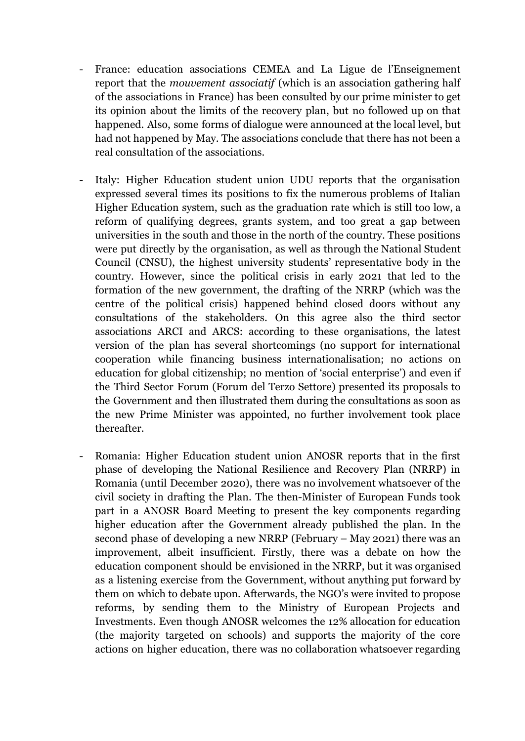- France: education associations CEMEA and La Ligue de l'Enseignement report that the *mouvement associatif* (which is an association gathering half of the associations in France) has been consulted by our prime minister to get its opinion about the limits of the recovery plan, but no followed up on that happened. Also, some forms of dialogue were announced at the local level, but had not happened by May. The associations conclude that there has not been a real consultation of the associations.

- Italy: Higher Education student union UDU reports that the organisation expressed several times its positions to fix the numerous problems of Italian Higher Education system, such as the graduation rate which is still too low, a reform of qualifying degrees, grants system, and too great a gap between universities in the south and those in the north of the country. These positions were put directly by the organisation, as well as through the National Student Council (CNSU), the highest university students' representative body in the country. However, since the political crisis in early 2021 that led to the formation of the new government, the drafting of the NRRP (which was the centre of the political crisis) happened behind closed doors without any consultations of the stakeholders. On this agree also the third sector associations ARCI and ARCS: according to these organisations, the latest version of the plan has several shortcomings (no support for international cooperation while financing business internationalisation; no actions on education for global citizenship; no mention of 'social enterprise') and even if the Third Sector Forum (Forum del Terzo Settore) presented its proposals to the Government and then illustrated them during the consultations as soon as the new Prime Minister was appointed, no further involvement took place thereafter.

- Romania: Higher Education student union ANOSR reports that in the first phase of developing the National Resilience and Recovery Plan (NRRP) in Romania (until December 2020), there was no involvement whatsoever of the civil society in drafting the Plan. The then-Minister of European Funds took part in a ANOSR Board Meeting to present the key components regarding higher education after the Government already published the plan. In the second phase of developing a new NRRP (February – May 2021) there was an improvement, albeit insufficient. Firstly, there was a debate on how the education component should be envisioned in the NRRP, but it was organised as a listening exercise from the Government, without anything put forward by them on which to debate upon. Afterwards, the NGO's were invited to propose reforms, by sending them to the Ministry of European Projects and Investments. Even though ANOSR welcomes the 12% allocation for education (the majority targeted on schools) and supports the majority of the core actions on higher education, there was no collaboration whatsoever regarding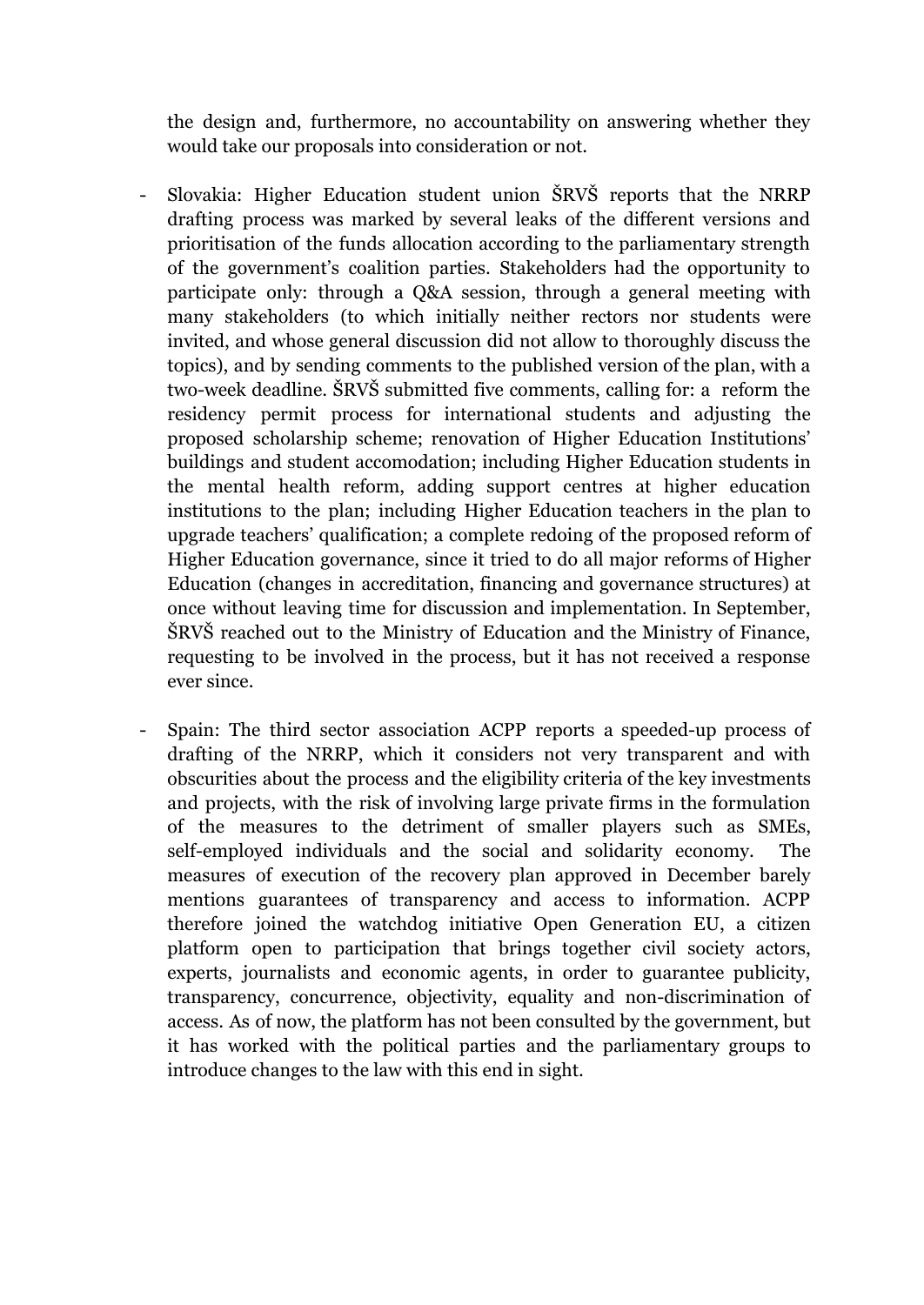the design and, furthermore, no accountability on answering whether they would take our proposals into consideration or not.

- Slovakia: Higher Education student union ŠRVŠ reports that the NRRP drafting process was marked by several leaks of the different versions and prioritisation of the funds allocation according to the parliamentary strength of the government's coalition parties. Stakeholders had the opportunity to participate only: through a Q&A session, through a general meeting with many stakeholders (to which initially neither rectors nor students were invited, and whose general discussion did not allow to thoroughly discuss the topics), and by sending comments to the published version of the plan, with a two-week deadline. ŠRVŠ submitted five comments, calling for: a reform the residency permit process for international students and adjusting the proposed scholarship scheme; renovation of Higher Education Institutions' buildings and student accomodation; including Higher Education students in the mental health reform, adding support centres at higher education institutions to the plan; including Higher Education teachers in the plan to upgrade teachers' qualification; a complete redoing of the proposed reform of Higher Education governance, since it tried to do all major reforms of Higher Education (changes in accreditation, financing and governance structures) at once without leaving time for discussion and implementation. In September, ŠRVŠ reached out to the Ministry of Education and the Ministry of Finance, requesting to be involved in the process, but it has not received a response ever since.

- Spain: The third sector association ACPP reports a speeded-up process of drafting of the NRRP, which it considers not very transparent and with obscurities about the process and the eligibility criteria of the key investments and projects, with the risk of involving large private firms in the formulation of the measures to the detriment of smaller players such as SMEs, self-employed individuals and the social and solidarity economy. The measures of execution of the recovery plan approved in December barely mentions guarantees of transparency and access to information. ACPP therefore joined the watchdog initiative Open Generation EU, a citizen platform open to participation that brings together civil society actors, experts, journalists and economic agents, in order to guarantee publicity, transparency, concurrence, objectivity, equality and non-discrimination of access. As of now, the platform has not been consulted by the government, but it has worked with the political parties and the parliamentary groups to introduce changes to the law with this end in sight.